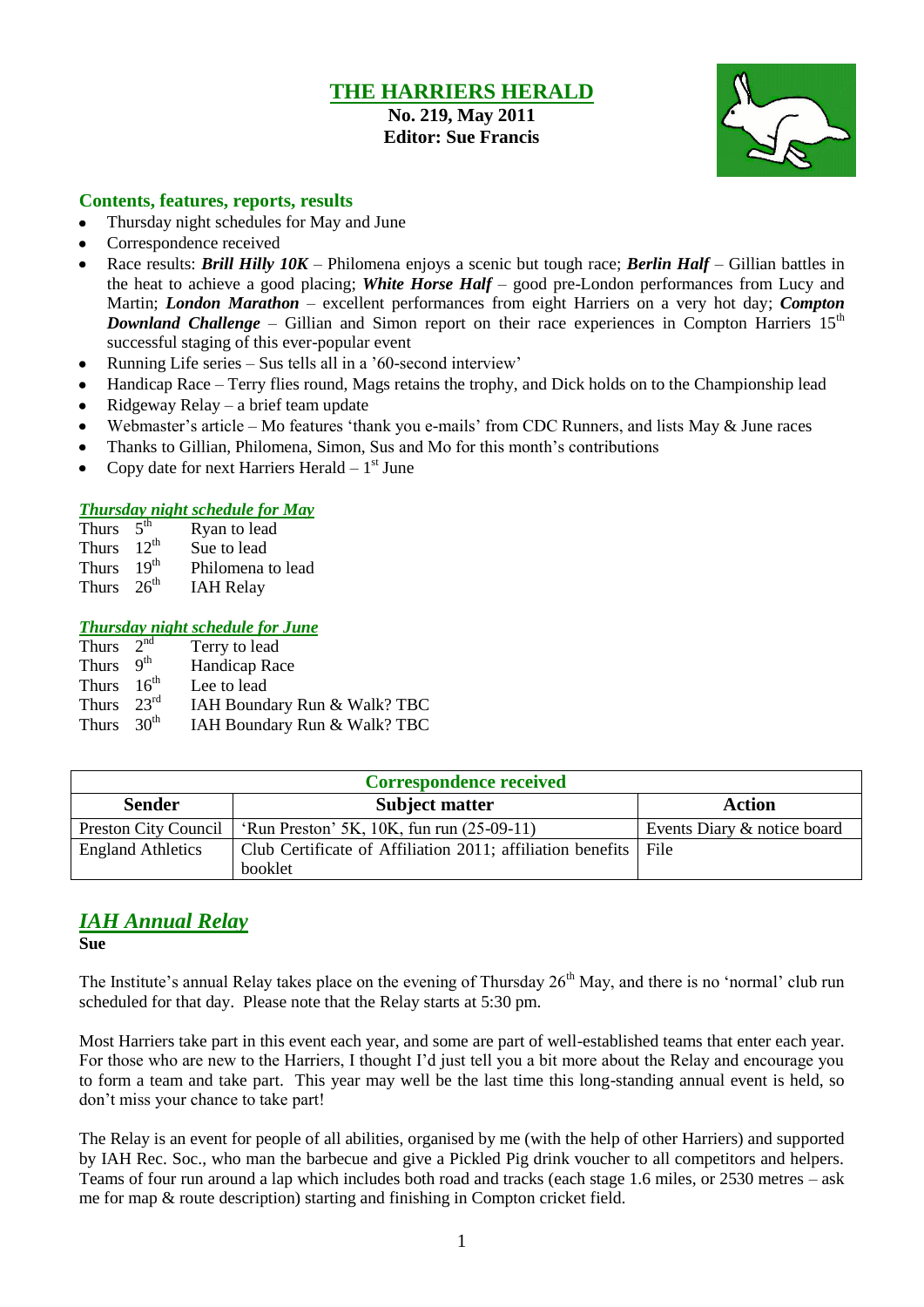# THE HARRIERS HERALD

**No. 219, May 2011**
**Editor: Sue Francis**

## Contents, features, reports, results

- Thursday night schedules for May and June
- Correspondence received
- Race results: ***Brill Hilly 10K*** – Philomena enjoys a scenic but tough race; ***Berlin Half*** – Gillian battles in the heat to achieve a good placing; ***White Horse Half*** – good pre-London performances from Lucy and Martin; ***London Marathon*** – excellent performances from eight Harriers on a very hot day; ***Compton Downland Challenge*** – Gillian and Simon report on their race experiences in Compton Harriers 15th successful staging of this ever-popular event
- Running Life series – Sus tells all in a '60-second interview'
- Handicap Race – Terry flies round, Mags retains the trophy, and Dick holds on to the Championship lead
- Ridgeway Relay – a brief team update
- Webmaster's article – Mo features 'thank you e-mails' from CDC Runners, and lists May & June races
- Thanks to Gillian, Philomena, Simon, Sus and Mo for this month's contributions
- Copy date for next Harriers Herald – 1st June

### *Thursday night schedule for May*

Thurs 5th Ryan to lead
Thurs 12th Sue to lead
Thurs 19th Philomena to lead
Thurs 26th IAH Relay

### *Thursday night schedule for June*

Thurs 2nd Terry to lead
Thurs 9th Handicap Race
Thurs 16th Lee to lead
Thurs 23rd IAH Boundary Run & Walk? TBC
Thurs 30th IAH Boundary Run & Walk? TBC

| Correspondence received | | |
|---|---|---|
| **Sender** | **Subject matter** | **Action** |
| Preston City Council | 'Run Preston' 5K, 10K, fun run (25-09-11) | Events Diary & notice board |
| England Athletics | Club Certificate of Affiliation 2011; affiliation benefits booklet | File |

## *IAH Annual Relay*

**Sue**

The Institute's annual Relay takes place on the evening of Thursday 26th May, and there is no 'normal' club run scheduled for that day. Please note that the Relay starts at 5:30 pm.

Most Harriers take part in this event each year, and some are part of well-established teams that enter each year. For those who are new to the Harriers, I thought I'd just tell you a bit more about the Relay and encourage you to form a team and take part. This year may well be the last time this long-standing annual event is held, so don't miss your chance to take part!

The Relay is an event for people of all abilities, organised by me (with the help of other Harriers) and supported by IAH Rec. Soc., who man the barbecue and give a Pickled Pig drink voucher to all competitors and helpers. Teams of four run around a lap which includes both road and tracks (each stage 1.6 miles, or 2530 metres – ask me for map & route description) starting and finishing in Compton cricket field.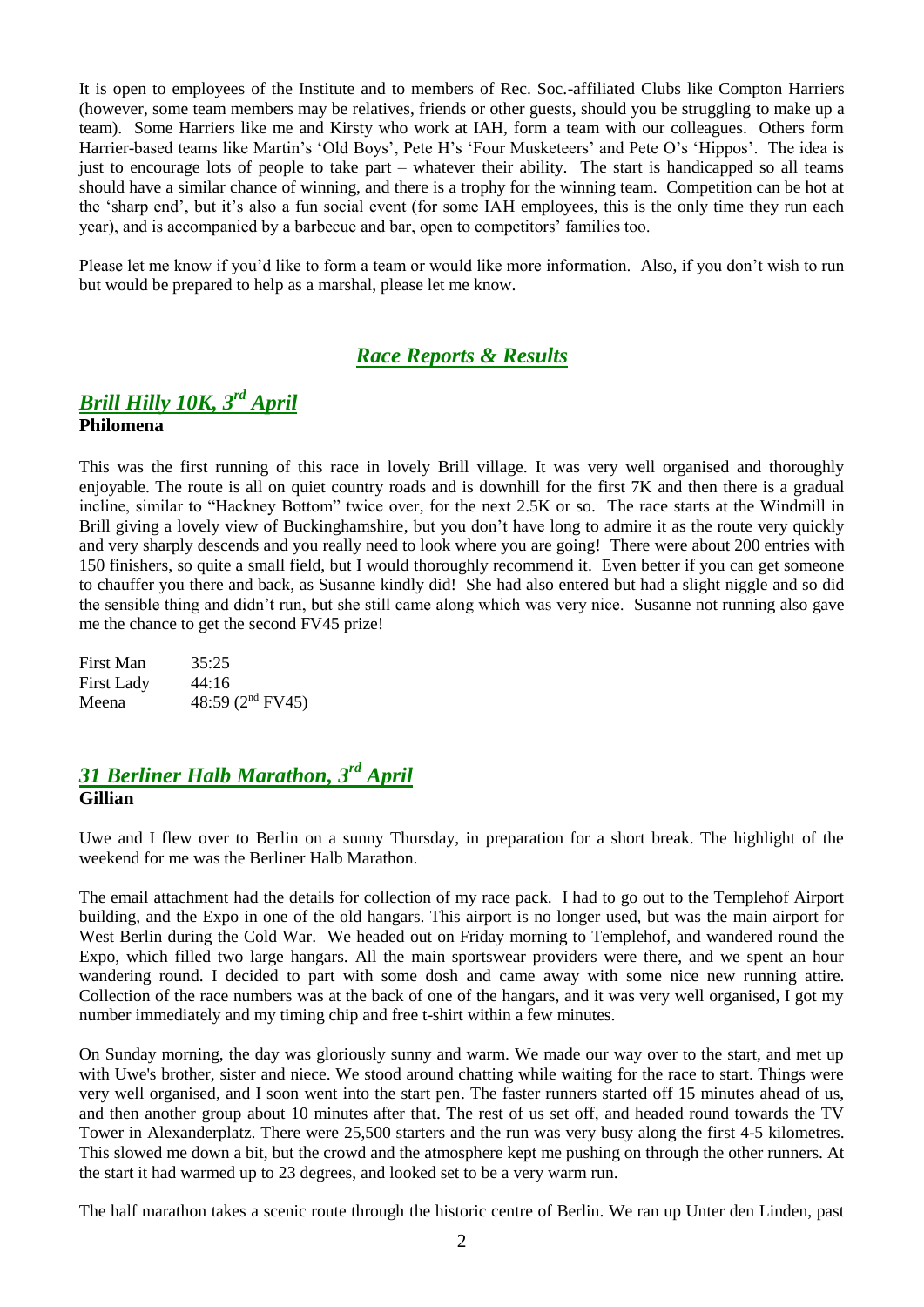It is open to employees of the Institute and to members of Rec. Soc.-affiliated Clubs like Compton Harriers (however, some team members may be relatives, friends or other guests, should you be struggling to make up a team). Some Harriers like me and Kirsty who work at IAH, form a team with our colleagues. Others form Harrier-based teams like Martin's 'Old Boys', Pete H's 'Four Musketeers' and Pete O's 'Hippos'. The idea is just to encourage lots of people to take part – whatever their ability. The start is handicapped so all teams should have a similar chance of winning, and there is a trophy for the winning team. Competition can be hot at the 'sharp end', but it's also a fun social event (for some IAH employees, this is the only time they run each year), and is accompanied by a barbecue and bar, open to competitors' families too.

Please let me know if you'd like to form a team or would like more information. Also, if you don't wish to run but would be prepared to help as a marshal, please let me know.

## ***Race Reports & Results***

### ***Brill Hilly 10K, 3rd April***

**Philomena**

This was the first running of this race in lovely Brill village. It was very well organised and thoroughly enjoyable. The route is all on quiet country roads and is downhill for the first 7K and then there is a gradual incline, similar to "Hackney Bottom" twice over, for the next 2.5K or so. The race starts at the Windmill in Brill giving a lovely view of Buckinghamshire, but you don't have long to admire it as the route very quickly and very sharply descends and you really need to look where you are going! There were about 200 entries with 150 finishers, so quite a small field, but I would thoroughly recommend it. Even better if you can get someone to chauffer you there and back, as Susanne kindly did! She had also entered but had a slight niggle and so did the sensible thing and didn't run, but she still came along which was very nice. Susanne not running also gave me the chance to get the second FV45 prize!

| | |
|---|---|
| First Man | 35:25 |
| First Lady | 44:16 |
| Meena | 48:59 (2nd FV45) |

### ***31 Berliner Halb Marathon, 3rd April***

**Gillian**

Uwe and I flew over to Berlin on a sunny Thursday, in preparation for a short break. The highlight of the weekend for me was the Berliner Halb Marathon.

The email attachment had the details for collection of my race pack. I had to go out to the Templehof Airport building, and the Expo in one of the old hangars. This airport is no longer used, but was the main airport for West Berlin during the Cold War. We headed out on Friday morning to Templehof, and wandered round the Expo, which filled two large hangars. All the main sportswear providers were there, and we spent an hour wandering round. I decided to part with some dosh and came away with some nice new running attire. Collection of the race numbers was at the back of one of the hangars, and it was very well organised, I got my number immediately and my timing chip and free t-shirt within a few minutes.

On Sunday morning, the day was gloriously sunny and warm. We made our way over to the start, and met up with Uwe's brother, sister and niece. We stood around chatting while waiting for the race to start. Things were very well organised, and I soon went into the start pen. The faster runners started off 15 minutes ahead of us, and then another group about 10 minutes after that. The rest of us set off, and headed round towards the TV Tower in Alexanderplatz. There were 25,500 starters and the run was very busy along the first 4-5 kilometres. This slowed me down a bit, but the crowd and the atmosphere kept me pushing on through the other runners. At the start it had warmed up to 23 degrees, and looked set to be a very warm run.

The half marathon takes a scenic route through the historic centre of Berlin. We ran up Unter den Linden, past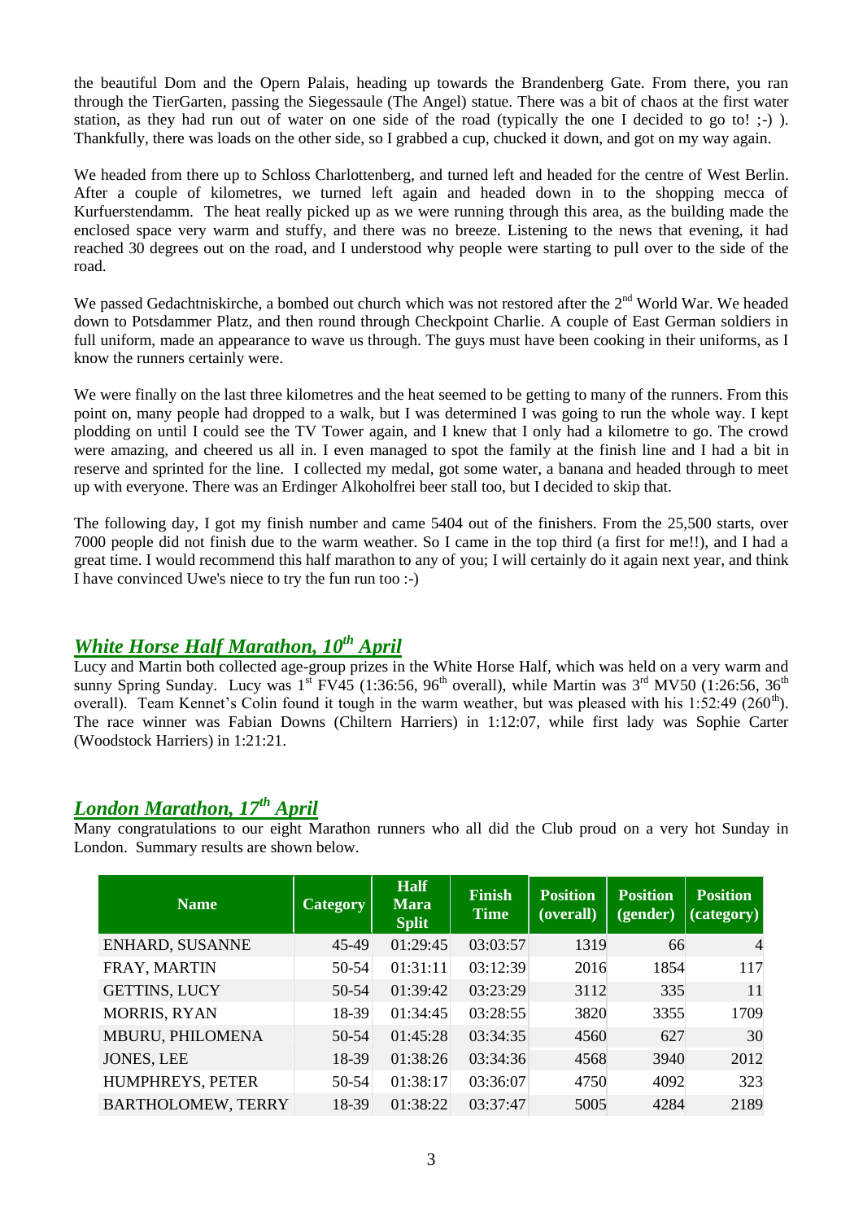the beautiful Dom and the Opern Palais, heading up towards the Brandenberg Gate. From there, you ran through the TierGarten, passing the Siegessaule (The Angel) statue. There was a bit of chaos at the first water station, as they had run out of water on one side of the road (typically the one I decided to go to! ;-) ). Thankfully, there was loads on the other side, so I grabbed a cup, chucked it down, and got on my way again.

We headed from there up to Schloss Charlottenberg, and turned left and headed for the centre of West Berlin. After a couple of kilometres, we turned left again and headed down in to the shopping mecca of Kurfuerstendamm. The heat really picked up as we were running through this area, as the building made the enclosed space very warm and stuffy, and there was no breeze. Listening to the news that evening, it had reached 30 degrees out on the road, and I understood why people were starting to pull over to the side of the road.

We passed Gedachtniskirche, a bombed out church which was not restored after the 2nd World War. We headed down to Potsdammer Platz, and then round through Checkpoint Charlie. A couple of East German soldiers in full uniform, made an appearance to wave us through. The guys must have been cooking in their uniforms, as I know the runners certainly were.

We were finally on the last three kilometres and the heat seemed to be getting to many of the runners. From this point on, many people had dropped to a walk, but I was determined I was going to run the whole way. I kept plodding on until I could see the TV Tower again, and I knew that I only had a kilometre to go. The crowd were amazing, and cheered us all in. I even managed to spot the family at the finish line and I had a bit in reserve and sprinted for the line. I collected my medal, got some water, a banana and headed through to meet up with everyone. There was an Erdinger Alkoholfrei beer stall too, but I decided to skip that.

The following day, I got my finish number and came 5404 out of the finishers. From the 25,500 starts, over 7000 people did not finish due to the warm weather. So I came in the top third (a first for me!!), and I had a great time. I would recommend this half marathon to any of you; I will certainly do it again next year, and think I have convinced Uwe's niece to try the fun run too :-)

## *White Horse Half Marathon, 10th April*

Lucy and Martin both collected age-group prizes in the White Horse Half, which was held on a very warm and sunny Spring Sunday. Lucy was 1st FV45 (1:36:56, 96th overall), while Martin was 3rd MV50 (1:26:56, 36th overall). Team Kennet's Colin found it tough in the warm weather, but was pleased with his 1:52:49 (260th). The race winner was Fabian Downs (Chiltern Harriers) in 1:12:07, while first lady was Sophie Carter (Woodstock Harriers) in 1:21:21.

## *London Marathon, 17th April*

Many congratulations to our eight Marathon runners who all did the Club proud on a very hot Sunday in London. Summary results are shown below.

| Name | Category | Half Mara Split | Finish Time | Position (overall) | Position (gender) | Position (category) |
|---|---|---|---|---|---|---|
| ENHARD, SUSANNE | 45-49 | 01:29:45 | 03:03:57 | 1319 | 66 | 4 |
| FRAY, MARTIN | 50-54 | 01:31:11 | 03:12:39 | 2016 | 1854 | 117 |
| GETTINS, LUCY | 50-54 | 01:39:42 | 03:23:29 | 3112 | 335 | 11 |
| MORRIS, RYAN | 18-39 | 01:34:45 | 03:28:55 | 3820 | 3355 | 1709 |
| MBURU, PHILOMENA | 50-54 | 01:45:28 | 03:34:35 | 4560 | 627 | 30 |
| JONES, LEE | 18-39 | 01:38:26 | 03:34:36 | 4568 | 3940 | 2012 |
| HUMPHREYS, PETER | 50-54 | 01:38:17 | 03:36:07 | 4750 | 4092 | 323 |
| BARTHOLOMEW, TERRY | 18-39 | 01:38:22 | 03:37:47 | 5005 | 4284 | 2189 |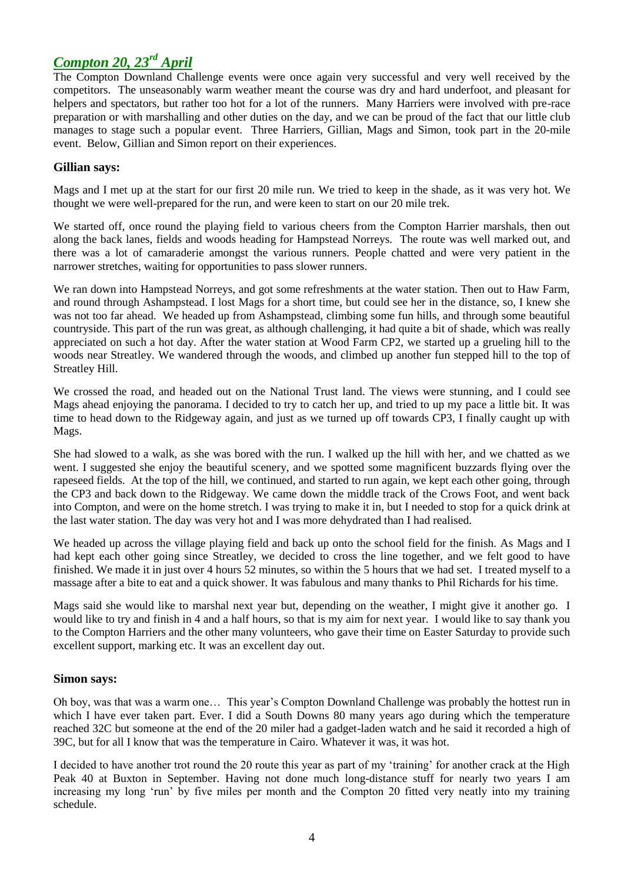## *Compton 20, 23rd April*

The Compton Downland Challenge events were once again very successful and very well received by the competitors. The unseasonably warm weather meant the course was dry and hard underfoot, and pleasant for helpers and spectators, but rather too hot for a lot of the runners. Many Harriers were involved with pre-race preparation or with marshalling and other duties on the day, and we can be proud of the fact that our little club manages to stage such a popular event. Three Harriers, Gillian, Mags and Simon, took part in the 20-mile event. Below, Gillian and Simon report on their experiences.

### Gillian says:

Mags and I met up at the start for our first 20 mile run. We tried to keep in the shade, as it was very hot. We thought we were well-prepared for the run, and were keen to start on our 20 mile trek.

We started off, once round the playing field to various cheers from the Compton Harrier marshals, then out along the back lanes, fields and woods heading for Hampstead Norreys. The route was well marked out, and there was a lot of camaraderie amongst the various runners. People chatted and were very patient in the narrower stretches, waiting for opportunities to pass slower runners.

We ran down into Hampstead Norreys, and got some refreshments at the water station. Then out to Haw Farm, and round through Ashampstead. I lost Mags for a short time, but could see her in the distance, so, I knew she was not too far ahead. We headed up from Ashampstead, climbing some fun hills, and through some beautiful countryside. This part of the run was great, as although challenging, it had quite a bit of shade, which was really appreciated on such a hot day. After the water station at Wood Farm CP2, we started up a grueling hill to the woods near Streatley. We wandered through the woods, and climbed up another fun stepped hill to the top of Streatley Hill.

We crossed the road, and headed out on the National Trust land. The views were stunning, and I could see Mags ahead enjoying the panorama. I decided to try to catch her up, and tried to up my pace a little bit. It was time to head down to the Ridgeway again, and just as we turned up off towards CP3, I finally caught up with Mags.

She had slowed to a walk, as she was bored with the run. I walked up the hill with her, and we chatted as we went. I suggested she enjoy the beautiful scenery, and we spotted some magnificent buzzards flying over the rapeseed fields. At the top of the hill, we continued, and started to run again, we kept each other going, through the CP3 and back down to the Ridgeway. We came down the middle track of the Crows Foot, and went back into Compton, and were on the home stretch. I was trying to make it in, but I needed to stop for a quick drink at the last water station. The day was very hot and I was more dehydrated than I had realised.

We headed up across the village playing field and back up onto the school field for the finish. As Mags and I had kept each other going since Streatley, we decided to cross the line together, and we felt good to have finished. We made it in just over 4 hours 52 minutes, so within the 5 hours that we had set. I treated myself to a massage after a bite to eat and a quick shower. It was fabulous and many thanks to Phil Richards for his time.

Mags said she would like to marshal next year but, depending on the weather, I might give it another go. I would like to try and finish in 4 and a half hours, so that is my aim for next year. I would like to say thank you to the Compton Harriers and the other many volunteers, who gave their time on Easter Saturday to provide such excellent support, marking etc. It was an excellent day out.

### Simon says:

Oh boy, was that was a warm one… This year's Compton Downland Challenge was probably the hottest run in which I have ever taken part. Ever. I did a South Downs 80 many years ago during which the temperature reached 32C but someone at the end of the 20 miler had a gadget-laden watch and he said it recorded a high of 39C, but for all I know that was the temperature in Cairo. Whatever it was, it was hot.

I decided to have another trot round the 20 route this year as part of my 'training' for another crack at the High Peak 40 at Buxton in September. Having not done much long-distance stuff for nearly two years I am increasing my long 'run' by five miles per month and the Compton 20 fitted very neatly into my training schedule.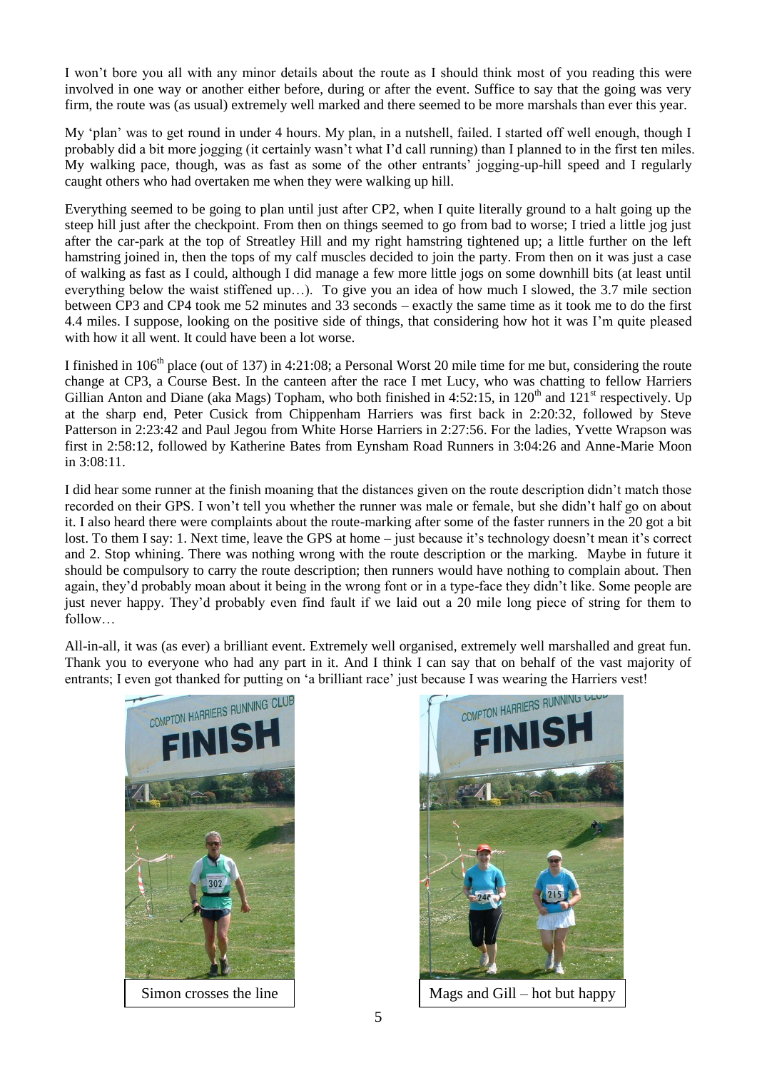I won't bore you all with any minor details about the route as I should think most of you reading this were involved in one way or another either before, during or after the event. Suffice to say that the going was very firm, the route was (as usual) extremely well marked and there seemed to be more marshals than ever this year.

My 'plan' was to get round in under 4 hours. My plan, in a nutshell, failed. I started off well enough, though I probably did a bit more jogging (it certainly wasn't what I'd call running) than I planned to in the first ten miles. My walking pace, though, was as fast as some of the other entrants' jogging-up-hill speed and I regularly caught others who had overtaken me when they were walking up hill.

Everything seemed to be going to plan until just after CP2, when I quite literally ground to a halt going up the steep hill just after the checkpoint. From then on things seemed to go from bad to worse; I tried a little jog just after the car-park at the top of Streatley Hill and my right hamstring tightened up; a little further on the left hamstring joined in, then the tops of my calf muscles decided to join the party. From then on it was just a case of walking as fast as I could, although I did manage a few more little jogs on some downhill bits (at least until everything below the waist stiffened up…). To give you an idea of how much I slowed, the 3.7 mile section between CP3 and CP4 took me 52 minutes and 33 seconds – exactly the same time as it took me to do the first 4.4 miles. I suppose, looking on the positive side of things, that considering how hot it was I'm quite pleased with how it all went. It could have been a lot worse.

I finished in 106th place (out of 137) in 4:21:08; a Personal Worst 20 mile time for me but, considering the route change at CP3, a Course Best. In the canteen after the race I met Lucy, who was chatting to fellow Harriers Gillian Anton and Diane (aka Mags) Topham, who both finished in 4:52:15, in 120th and 121st respectively. Up at the sharp end, Peter Cusick from Chippenham Harriers was first back in 2:20:32, followed by Steve Patterson in 2:23:42 and Paul Jegou from White Horse Harriers in 2:27:56. For the ladies, Yvette Wrapson was first in 2:58:12, followed by Katherine Bates from Eynsham Road Runners in 3:04:26 and Anne-Marie Moon in 3:08:11.

I did hear some runner at the finish moaning that the distances given on the route description didn't match those recorded on their GPS. I won't tell you whether the runner was male or female, but she didn't half go on about it. I also heard there were complaints about the route-marking after some of the faster runners in the 20 got a bit lost. To them I say: 1. Next time, leave the GPS at home – just because it's technology doesn't mean it's correct and 2. Stop whining. There was nothing wrong with the route description or the marking. Maybe in future it should be compulsory to carry the route description; then runners would have nothing to complain about. Then again, they'd probably moan about it being in the wrong font or in a type-face they didn't like. Some people are just never happy. They'd probably even find fault if we laid out a 20 mile long piece of string for them to follow…

All-in-all, it was (as ever) a brilliant event. Extremely well organised, extremely well marshalled and great fun. Thank you to everyone who had any part in it. And I think I can say that on behalf of the vast majority of entrants; I even got thanked for putting on 'a brilliant race' just because I was wearing the Harriers vest!

Simon crosses the line

Mags and Gill – hot but happy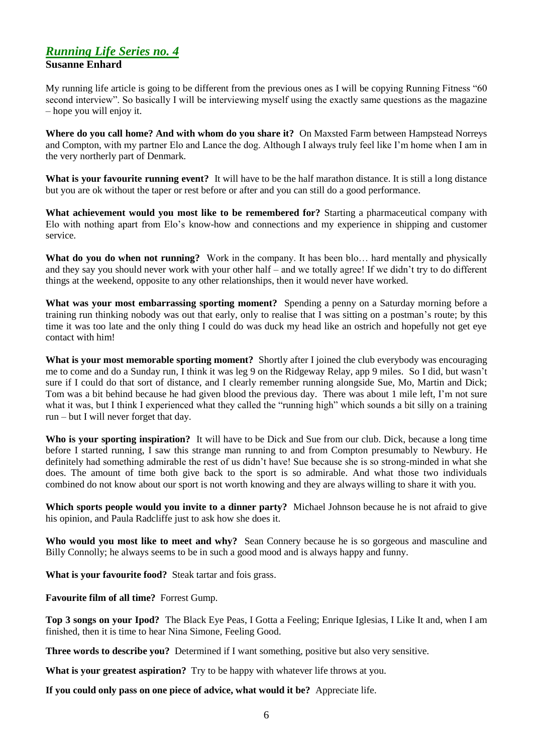## *Running Life Series no. 4*

**Susanne Enhard**

My running life article is going to be different from the previous ones as I will be copying Running Fitness "60 second interview". So basically I will be interviewing myself using the exactly same questions as the magazine – hope you will enjoy it.

**Where do you call home? And with whom do you share it?** On Maxsted Farm between Hampstead Norreys and Compton, with my partner Elo and Lance the dog. Although I always truly feel like I'm home when I am in the very northerly part of Denmark.

**What is your favourite running event?** It will have to be the half marathon distance. It is still a long distance but you are ok without the taper or rest before or after and you can still do a good performance.

**What achievement would you most like to be remembered for?** Starting a pharmaceutical company with Elo with nothing apart from Elo's know-how and connections and my experience in shipping and customer service.

**What do you do when not running?** Work in the company. It has been blo… hard mentally and physically and they say you should never work with your other half – and we totally agree! If we didn't try to do different things at the weekend, opposite to any other relationships, then it would never have worked.

**What was your most embarrassing sporting moment?** Spending a penny on a Saturday morning before a training run thinking nobody was out that early, only to realise that I was sitting on a postman's route; by this time it was too late and the only thing I could do was duck my head like an ostrich and hopefully not get eye contact with him!

**What is your most memorable sporting moment?** Shortly after I joined the club everybody was encouraging me to come and do a Sunday run, I think it was leg 9 on the Ridgeway Relay, app 9 miles. So I did, but wasn't sure if I could do that sort of distance, and I clearly remember running alongside Sue, Mo, Martin and Dick; Tom was a bit behind because he had given blood the previous day. There was about 1 mile left, I'm not sure what it was, but I think I experienced what they called the "running high" which sounds a bit silly on a training run – but I will never forget that day.

**Who is your sporting inspiration?** It will have to be Dick and Sue from our club. Dick, because a long time before I started running, I saw this strange man running to and from Compton presumably to Newbury. He definitely had something admirable the rest of us didn't have! Sue because she is so strong-minded in what she does. The amount of time both give back to the sport is so admirable. And what those two individuals combined do not know about our sport is not worth knowing and they are always willing to share it with you.

**Which sports people would you invite to a dinner party?** Michael Johnson because he is not afraid to give his opinion, and Paula Radcliffe just to ask how she does it.

**Who would you most like to meet and why?** Sean Connery because he is so gorgeous and masculine and Billy Connolly; he always seems to be in such a good mood and is always happy and funny.

**What is your favourite food?** Steak tartar and fois grass.

**Favourite film of all time?** Forrest Gump.

**Top 3 songs on your Ipod?** The Black Eye Peas, I Gotta a Feeling; Enrique Iglesias, I Like It and, when I am finished, then it is time to hear Nina Simone, Feeling Good.

**Three words to describe you?** Determined if I want something, positive but also very sensitive.

**What is your greatest aspiration?** Try to be happy with whatever life throws at you.

**If you could only pass on one piece of advice, what would it be?** Appreciate life.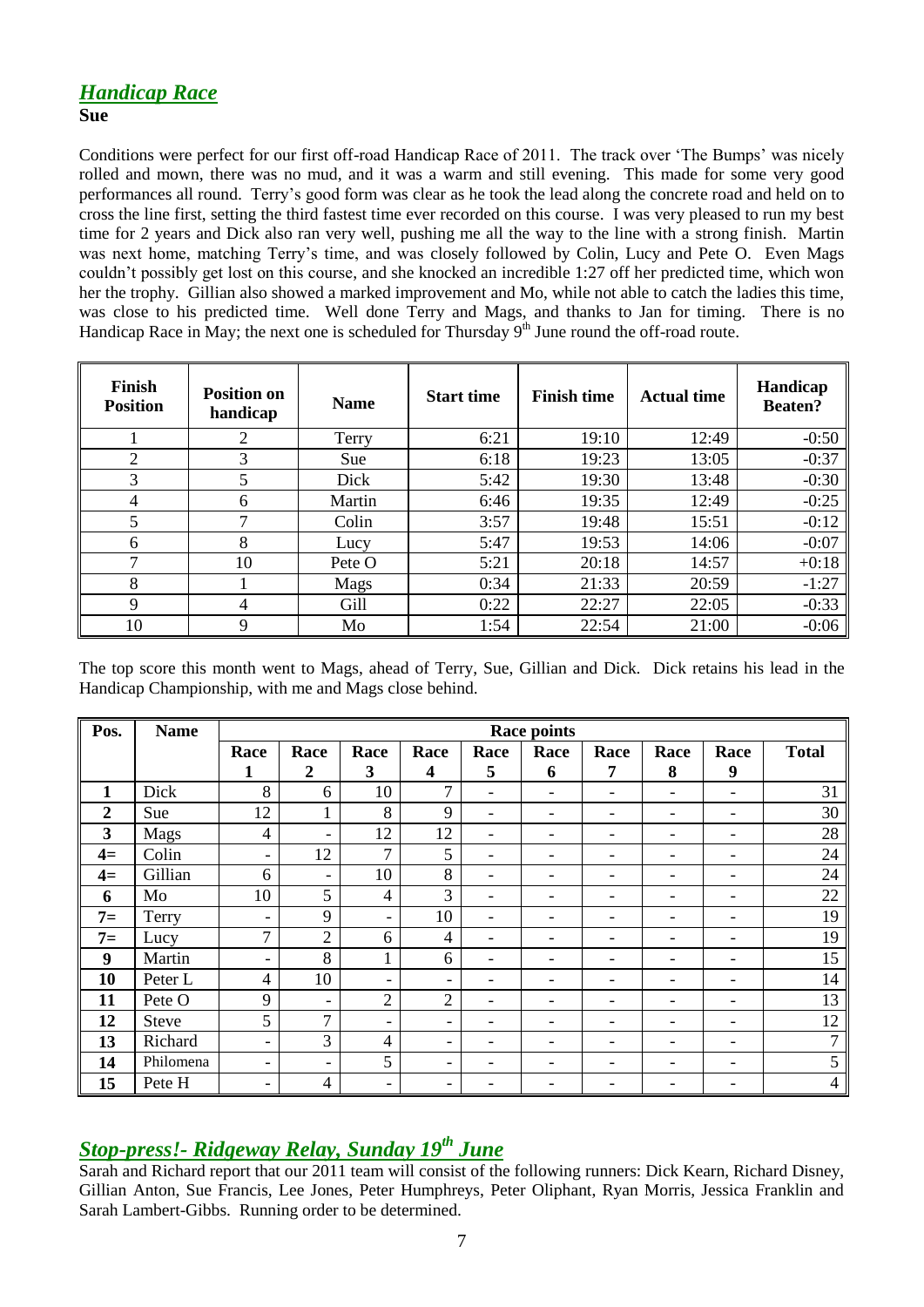## *Handicap Race*

**Sue**

Conditions were perfect for our first off-road Handicap Race of 2011. The track over 'The Bumps' was nicely rolled and mown, there was no mud, and it was a warm and still evening. This made for some very good performances all round. Terry's good form was clear as he took the lead along the concrete road and held on to cross the line first, setting the third fastest time ever recorded on this course. I was very pleased to run my best time for 2 years and Dick also ran very well, pushing me all the way to the line with a strong finish. Martin was next home, matching Terry's time, and was closely followed by Colin, Lucy and Pete O. Even Mags couldn't possibly get lost on this course, and she knocked an incredible 1:27 off her predicted time, which won her the trophy. Gillian also showed a marked improvement and Mo, while not able to catch the ladies this time, was close to his predicted time. Well done Terry and Mags, and thanks to Jan for timing. There is no Handicap Race in May; the next one is scheduled for Thursday 9th June round the off-road route.

| Finish Position | Position on handicap | Name | Start time | Finish time | Actual time | Handicap Beaten? |
|---|---|---|---|---|---|---|
| 1 | 2 | Terry | 6:21 | 19:10 | 12:49 | -0:50 |
| 2 | 3 | Sue | 6:18 | 19:23 | 13:05 | -0:37 |
| 3 | 5 | Dick | 5:42 | 19:30 | 13:48 | -0:30 |
| 4 | 6 | Martin | 6:46 | 19:35 | 12:49 | -0:25 |
| 5 | 7 | Colin | 3:57 | 19:48 | 15:51 | -0:12 |
| 6 | 8 | Lucy | 5:47 | 19:53 | 14:06 | -0:07 |
| 7 | 10 | Pete O | 5:21 | 20:18 | 14:57 | +0:18 |
| 8 | 1 | Mags | 0:34 | 21:33 | 20:59 | -1:27 |
| 9 | 4 | Gill | 0:22 | 22:27 | 22:05 | -0:33 |
| 10 | 9 | Mo | 1:54 | 22:54 | 21:00 | -0:06 |

The top score this month went to Mags, ahead of Terry, Sue, Gillian and Dick. Dick retains his lead in the Handicap Championship, with me and Mags close behind.

| Pos. | Name | Race points | | | | | | | | | |
|---|---|---|---|---|---|---|---|---|---|---|---|
| | | Race 1 | Race 2 | Race 3 | Race 4 | Race 5 | Race 6 | Race 7 | Race 8 | Race 9 | Total |
| 1 | Dick | 8 | 6 | 10 | 7 | - | - | - | - | - | 31 |
| 2 | Sue | 12 | 1 | 8 | 9 | - | - | - | - | - | 30 |
| 3 | Mags | 4 | - | 12 | 12 | - | - | - | - | - | 28 |
| 4= | Colin | - | 12 | 7 | 5 | - | - | - | - | - | 24 |
| 4= | Gillian | 6 | - | 10 | 8 | - | - | - | - | - | 24 |
| 6 | Mo | 10 | 5 | 4 | 3 | - | - | - | - | - | 22 |
| 7= | Terry | - | 9 | - | 10 | - | - | - | - | - | 19 |
| 7= | Lucy | 7 | 2 | 6 | 4 | - | - | - | - | - | 19 |
| 9 | Martin | - | 8 | 1 | 6 | - | - | - | - | - | 15 |
| 10 | Peter L | 4 | 10 | - | - | - | - | - | - | - | 14 |
| 11 | Pete O | 9 | - | 2 | 2 | - | - | - | - | - | 13 |
| 12 | Steve | 5 | 7 | - | - | - | - | - | - | - | 12 |
| 13 | Richard | - | 3 | 4 | - | - | - | - | - | - | 7 |
| 14 | Philomena | - | - | 5 | - | - | - | - | - | - | 5 |
| 15 | Pete H | - | 4 | - | - | - | - | - | - | - | 4 |

## *Stop-press!- Ridgeway Relay, Sunday 19th June*

Sarah and Richard report that our 2011 team will consist of the following runners: Dick Kearn, Richard Disney, Gillian Anton, Sue Francis, Lee Jones, Peter Humphreys, Peter Oliphant, Ryan Morris, Jessica Franklin and Sarah Lambert-Gibbs. Running order to be determined.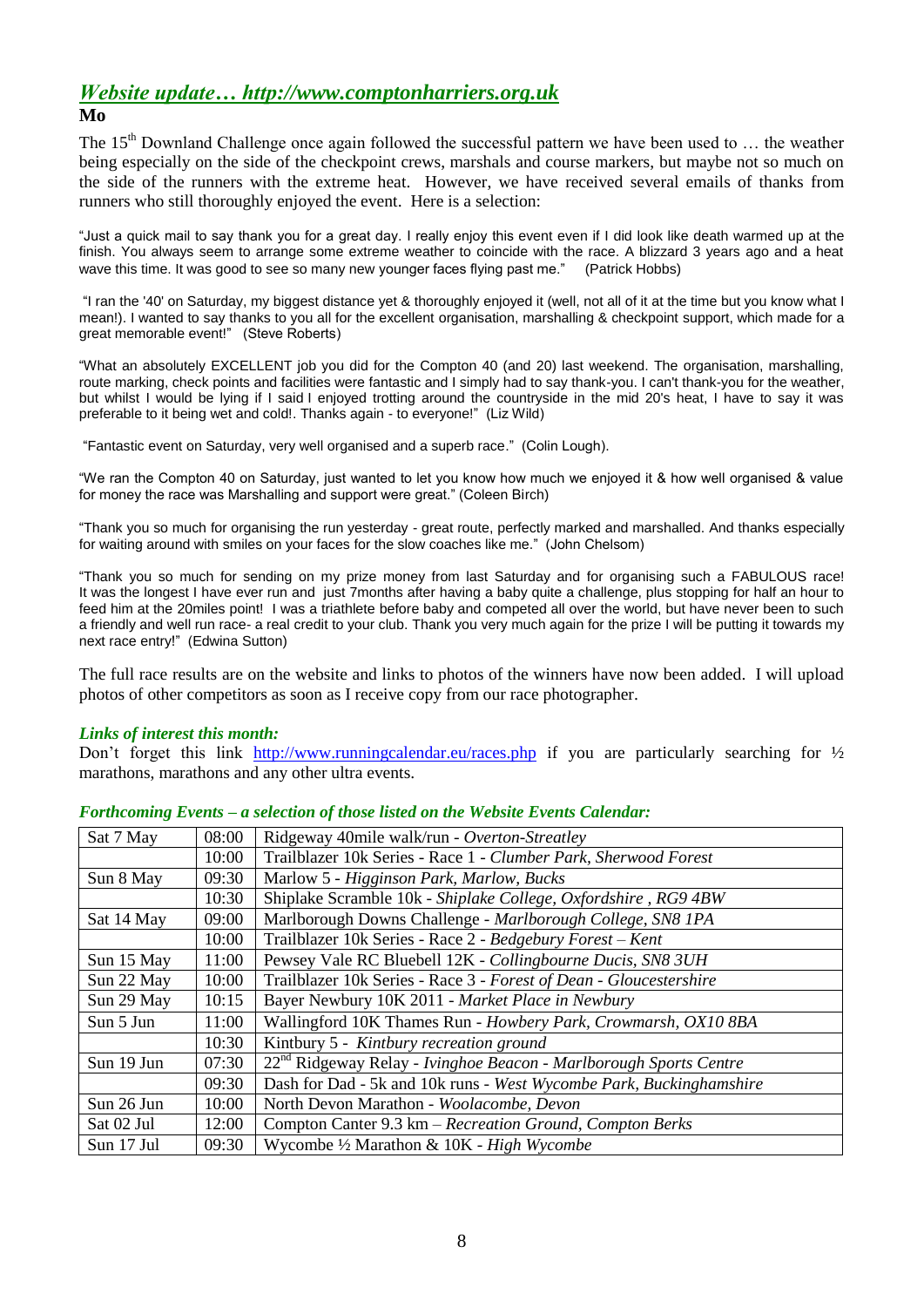## *Website update… http://www.comptonharriers.org.uk*

**Mo**

The 15th Downland Challenge once again followed the successful pattern we have been used to … the weather being especially on the side of the checkpoint crews, marshals and course markers, but maybe not so much on the side of the runners with the extreme heat. However, we have received several emails of thanks from runners who still thoroughly enjoyed the event. Here is a selection:

"Just a quick mail to say thank you for a great day. I really enjoy this event even if I did look like death warmed up at the finish. You always seem to arrange some extreme weather to coincide with the race. A blizzard 3 years ago and a heat wave this time. It was good to see so many new younger faces flying past me." (Patrick Hobbs)

"I ran the '40' on Saturday, my biggest distance yet & thoroughly enjoyed it (well, not all of it at the time but you know what I mean!). I wanted to say thanks to you all for the excellent organisation, marshalling & checkpoint support, which made for a great memorable event!" (Steve Roberts)

"What an absolutely EXCELLENT job you did for the Compton 40 (and 20) last weekend. The organisation, marshalling, route marking, check points and facilities were fantastic and I simply had to say thank-you. I can't thank-you for the weather, but whilst I would be lying if I said I enjoyed trotting around the countryside in the mid 20's heat, I have to say it was preferable to it being wet and cold!. Thanks again - to everyone!" (Liz Wild)

"Fantastic event on Saturday, very well organised and a superb race." (Colin Lough).

"We ran the Compton 40 on Saturday, just wanted to let you know how much we enjoyed it & how well organised & value for money the race was Marshalling and support were great." (Coleen Birch)

"Thank you so much for organising the run yesterday - great route, perfectly marked and marshalled. And thanks especially for waiting around with smiles on your faces for the slow coaches like me." (John Chelsom)

"Thank you so much for sending on my prize money from last Saturday and for organising such a FABULOUS race! It was the longest I have ever run and just 7months after having a baby quite a challenge, plus stopping for half an hour to feed him at the 20miles point! I was a triathlete before baby and competed all over the world, but have never been to such a friendly and well run race- a real credit to your club. Thank you very much again for the prize I will be putting towards my next race entry!" (Edwina Sutton)

The full race results are on the website and links to photos of the winners have now been added. I will upload photos of other competitors as soon as I receive copy from our race photographer.

### *Links of interest this month:*

Don't forget this link http://www.runningcalendar.eu/races.php if you are particularly searching for ½ marathons, marathons and any other ultra events.

### *Forthcoming Events – a selection of those listed on the Website Events Calendar:*

| | | |
|---|---|---|
| Sat 7 May | 08:00 | Ridgeway 40mile walk/run - *Overton-Streatley* |
| | 10:00 | Trailblazer 10k Series - Race 1 - *Clumber Park, Sherwood Forest* |
| Sun 8 May | 09:30 | Marlow 5 - *Higginson Park, Marlow, Bucks* |
| | 10:30 | Shiplake Scramble 10k - *Shiplake College, Oxfordshire , RG9 4BW* |
| Sat 14 May | 09:00 | Marlborough Downs Challenge - *Marlborough College, SN8 1PA* |
| | 10:00 | Trailblazer 10k Series - Race 2 - *Bedgebury Forest – Kent* |
| Sun 15 May | 11:00 | Pewsey Vale RC Bluebell 12K - *Collingbourne Ducis, SN8 3UH* |
| Sun 22 May | 10:00 | Trailblazer 10k Series - Race 3 - *Forest of Dean - Gloucestershire* |
| Sun 29 May | 10:15 | Bayer Newbury 10K 2011 - *Market Place in Newbury* |
| Sun 5 Jun | 11:00 | Wallingford 10K Thames Run - *Howbery Park, Crowmarsh, OX10 8BA* |
| | 10:30 | Kintbury 5 - *Kintbury recreation ground* |
| Sun 19 Jun | 07:30 | 22nd Ridgeway Relay - *Ivinghoe Beacon - Marlborough Sports Centre* |
| | 09:30 | Dash for Dad - 5k and 10k runs - *West Wycombe Park, Buckinghamshire* |
| Sun 26 Jun | 10:00 | North Devon Marathon - *Woolacombe, Devon* |
| Sat 02 Jul | 12:00 | Compton Canter 9.3 km – *Recreation Ground, Compton Berks* |
| Sun 17 Jul | 09:30 | Wycombe ½ Marathon & 10K - *High Wycombe* |